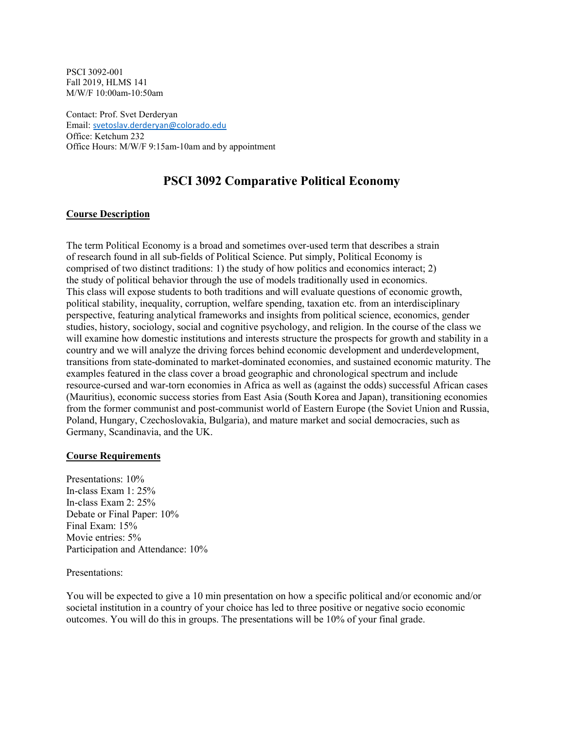PSCI 3092-001
Fall 2019, HLMS 141
M/W/F 10:00am-10:50am

Contact: Prof. Svet Derderyan
Email: svetoslav.derderyan@colorado.edu
Office: Ketchum 232
Office Hours: M/W/F 9:15am-10am and by appointment

# PSCI 3092 Comparative Political Economy

## Course Description

The term Political Economy is a broad and sometimes over-used term that describes a strain of research found in all sub-fields of Political Science. Put simply, Political Economy is comprised of two distinct traditions: 1) the study of how politics and economics interact; 2) the study of political behavior through the use of models traditionally used in economics. This class will expose students to both traditions and will evaluate questions of economic growth, political stability, inequality, corruption, welfare spending, taxation etc. from an interdisciplinary perspective, featuring analytical frameworks and insights from political science, economics, gender studies, history, sociology, social and cognitive psychology, and religion. In the course of the class we will examine how domestic institutions and interests structure the prospects for growth and stability in a country and we will analyze the driving forces behind economic development and underdevelopment, transitions from state-dominated to market-dominated economies, and sustained economic maturity. The examples featured in the class cover a broad geographic and chronological spectrum and include resource-cursed and war-torn economies in Africa as well as (against the odds) successful African cases (Mauritius), economic success stories from East Asia (South Korea and Japan), transitioning economies from the former communist and post-communist world of Eastern Europe (the Soviet Union and Russia, Poland, Hungary, Czechoslovakia, Bulgaria), and mature market and social democracies, such as Germany, Scandinavia, and the UK.

## Course Requirements

Presentations: 10%
In-class Exam 1: 25%
In-class Exam 2: 25%
Debate or Final Paper: 10%
Final Exam: 15%
Movie entries: 5%
Participation and Attendance: 10%

Presentations:

You will be expected to give a 10 min presentation on how a specific political and/or economic and/or societal institution in a country of your choice has led to three positive or negative socio economic outcomes. You will do this in groups. The presentations will be 10% of your final grade.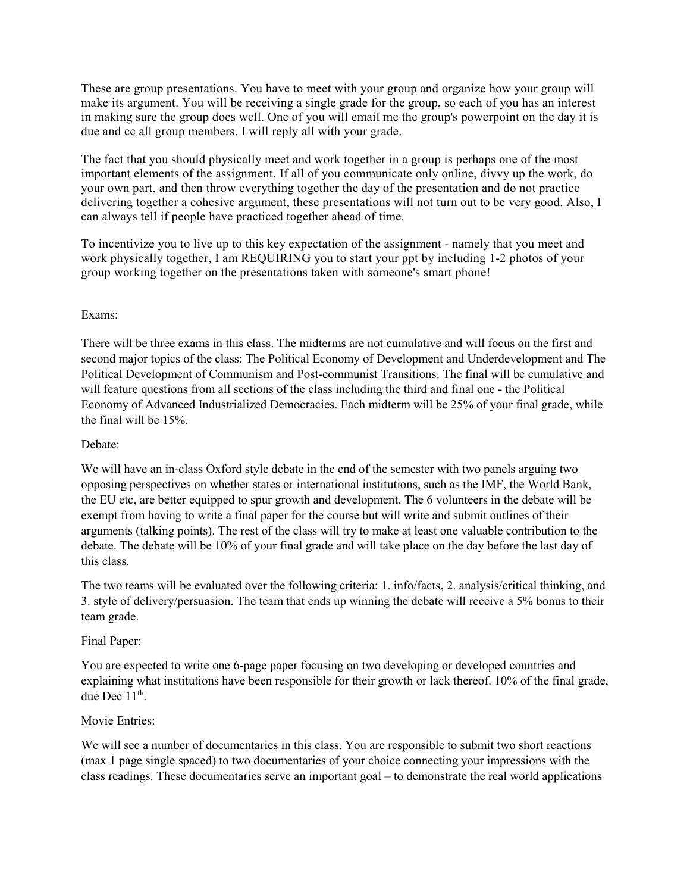These are group presentations. You have to meet with your group and organize how your group will make its argument. You will be receiving a single grade for the group, so each of you has an interest in making sure the group does well. One of you will email me the group's powerpoint on the day it is due and cc all group members. I will reply all with your grade.

The fact that you should physically meet and work together in a group is perhaps one of the most important elements of the assignment. If all of you communicate only online, divvy up the work, do your own part, and then throw everything together the day of the presentation and do not practice delivering together a cohesive argument, these presentations will not turn out to be very good. Also, I can always tell if people have practiced together ahead of time.

To incentivize you to live up to this key expectation of the assignment - namely that you meet and work physically together, I am REQUIRING you to start your ppt by including 1-2 photos of your group working together on the presentations taken with someone's smart phone!

Exams:

There will be three exams in this class. The midterms are not cumulative and will focus on the first and second major topics of the class: The Political Economy of Development and Underdevelopment and The Political Development of Communism and Post-communist Transitions. The final will be cumulative and will feature questions from all sections of the class including the third and final one - the Political Economy of Advanced Industrialized Democracies. Each midterm will be 25% of your final grade, while the final will be 15%.

Debate:

We will have an in-class Oxford style debate in the end of the semester with two panels arguing two opposing perspectives on whether states or international institutions, such as the IMF, the World Bank, the EU etc, are better equipped to spur growth and development. The 6 volunteers in the debate will be exempt from having to write a final paper for the course but will write and submit outlines of their arguments (talking points). The rest of the class will try to make at least one valuable contribution to the debate. The debate will be 10% of your final grade and will take place on the day before the last day of this class.

The two teams will be evaluated over the following criteria: 1. info/facts, 2. analysis/critical thinking, and 3. style of delivery/persuasion. The team that ends up winning the debate will receive a 5% bonus to their team grade.

Final Paper:

You are expected to write one 6-page paper focusing on two developing or developed countries and explaining what institutions have been responsible for their growth or lack thereof. 10% of the final grade, due Dec 11th.

Movie Entries:

We will see a number of documentaries in this class. You are responsible to submit two short reactions (max 1 page single spaced) to two documentaries of your choice connecting your impressions with the class readings. These documentaries serve an important goal – to demonstrate the real world applications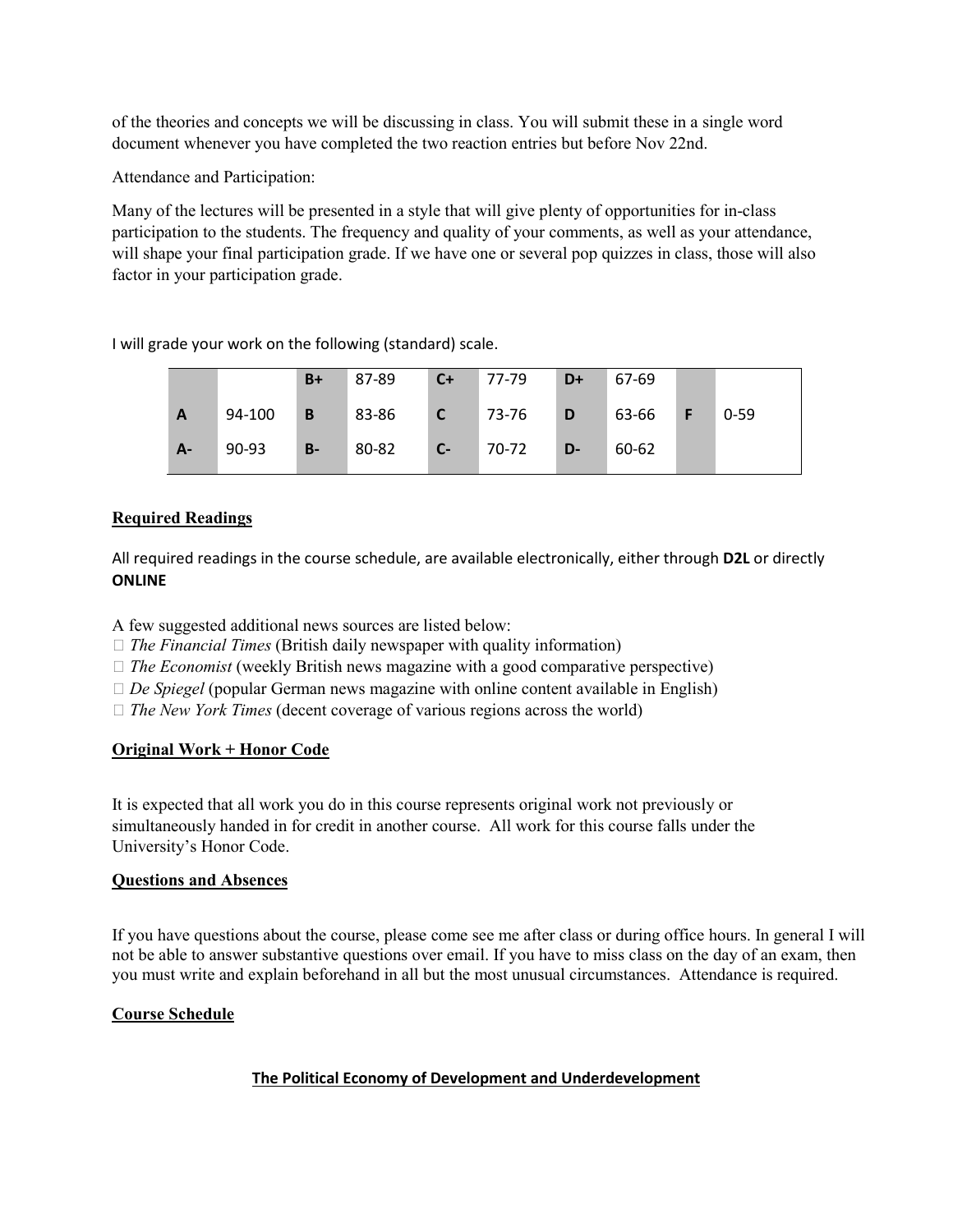of the theories and concepts we will be discussing in class. You will submit these in a single word document whenever you have completed the two reaction entries but before Nov 22nd.

Attendance and Participation:

Many of the lectures will be presented in a style that will give plenty of opportunities for in-class participation to the students. The frequency and quality of your comments, as well as your attendance, will shape your final participation grade. If we have one or several pop quizzes in class, those will also factor in your participation grade.

I will grade your work on the following (standard) scale.

| | | | | | | | | | |
|---|---|---|---|---|---|---|---|---|---|
| | | **B+** | 87-89 | **C+** | 77-79 | **D+** | 67-69 | | |
| **A** | 94-100 | **B** | 83-86 | **C** | 73-76 | **D** | 63-66 | **F** | 0-59 |
| **A-** | 90-93 | **B-** | 80-82 | **C-** | 70-72 | **D-** | 60-62 | | |

## Required Readings

All required readings in the course schedule, are available electronically, either through **D2L** or directly **ONLINE**

A few suggested additional news sources are listed below:

- *The Financial Times* (British daily newspaper with quality information)
- *The Economist* (weekly British news magazine with a good comparative perspective)
- *De Spiegel* (popular German news magazine with online content available in English)
- *The New York Times* (decent coverage of various regions across the world)

## Original Work + Honor Code

It is expected that all work you do in this course represents original work not previously or simultaneously handed in for credit in another course. All work for this course falls under the University's Honor Code.

## Questions and Absences

If you have questions about the course, please come see me after class or during office hours. In general I will not be able to answer substantive questions over email. If you have to miss class on the day of an exam, then you must write and explain beforehand in all but the most unusual circumstances. Attendance is required.

## Course Schedule

### The Political Economy of Development and Underdevelopment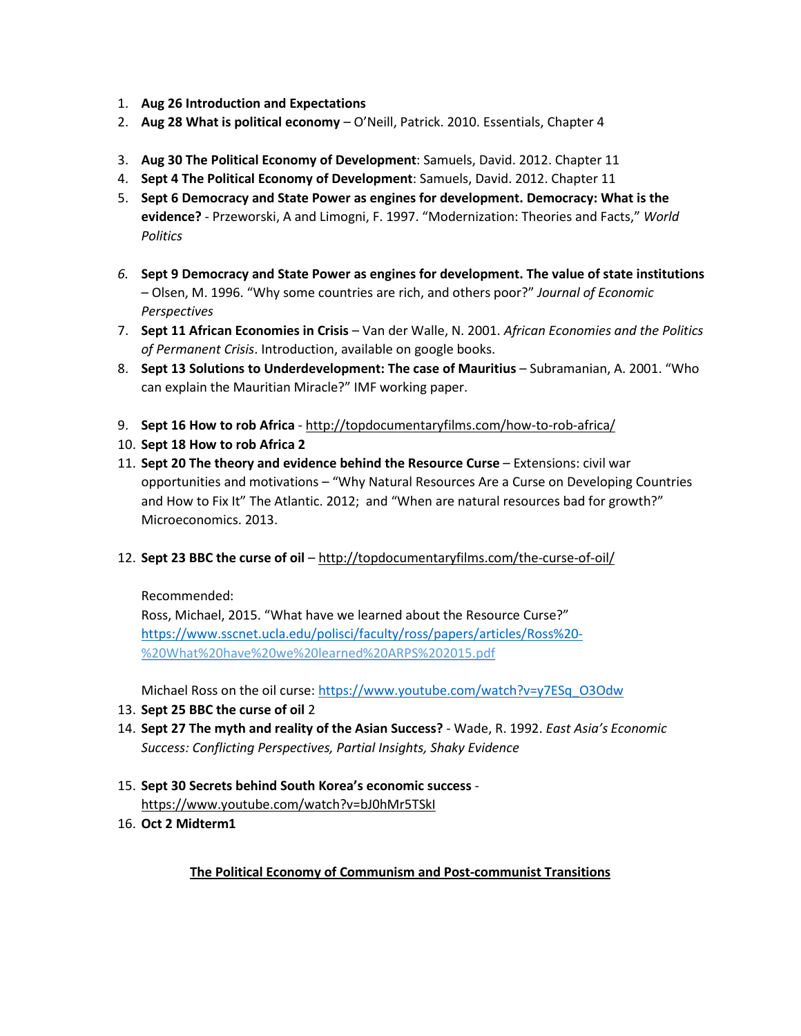1. **Aug 26 Introduction and Expectations**
2. **Aug 28 What is political economy** – O'Neill, Patrick. 2010. Essentials, Chapter 4
3. **Aug 30 The Political Economy of Development**: Samuels, David. 2012. Chapter 11
4. **Sept 4 The Political Economy of Development**: Samuels, David. 2012. Chapter 11
5. **Sept 6 Democracy and State Power as engines for development. Democracy: What is the evidence?** - Przeworski, A and Limogni, F. 1997. "Modernization: Theories and Facts," *World Politics*
6. **Sept 9 Democracy and State Power as engines for development. The value of state institutions** – Olsen, M. 1996. "Why some countries are rich, and others poor?" *Journal of Economic Perspectives*
7. **Sept 11 African Economies in Crisis** – Van der Walle, N. 2001. *African Economies and the Politics of Permanent Crisis*. Introduction, available on google books.
8. **Sept 13 Solutions to Underdevelopment: The case of Mauritius** – Subramanian, A. 2001. "Who can explain the Mauritian Miracle?" IMF working paper.
9. **Sept 16 How to rob Africa** - http://topdocumentaryfilms.com/how-to-rob-africa/
10. **Sept 18 How to rob Africa 2**
11. **Sept 20 The theory and evidence behind the Resource Curse** – Extensions: civil war opportunities and motivations – "Why Natural Resources Are a Curse on Developing Countries and How to Fix It" The Atlantic. 2012; and "When are natural resources bad for growth?" Microeconomics. 2013.
12. **Sept 23 BBC the curse of oil** – http://topdocumentaryfilms.com/the-curse-of-oil/

    Recommended:
    Ross, Michael, 2015. "What have we learned about the Resource Curse?" https://www.sscnet.ucla.edu/polisci/faculty/ross/papers/articles/Ross%20-%20What%20have%20we%20learned%20ARPS%202015.pdf

    Michael Ross on the oil curse: https://www.youtube.com/watch?v=y7ESq_O3Odw
13. **Sept 25 BBC the curse of oil** 2
14. **Sept 27 The myth and reality of the Asian Success?** - Wade, R. 1992. *East Asia's Economic Success: Conflicting Perspectives, Partial Insights, Shaky Evidence*
15. **Sept 30 Secrets behind South Korea's economic success** - https://www.youtube.com/watch?v=bJ0hMr5TSkI
16. **Oct 2 Midterm1**

## The Political Economy of Communism and Post-communist Transitions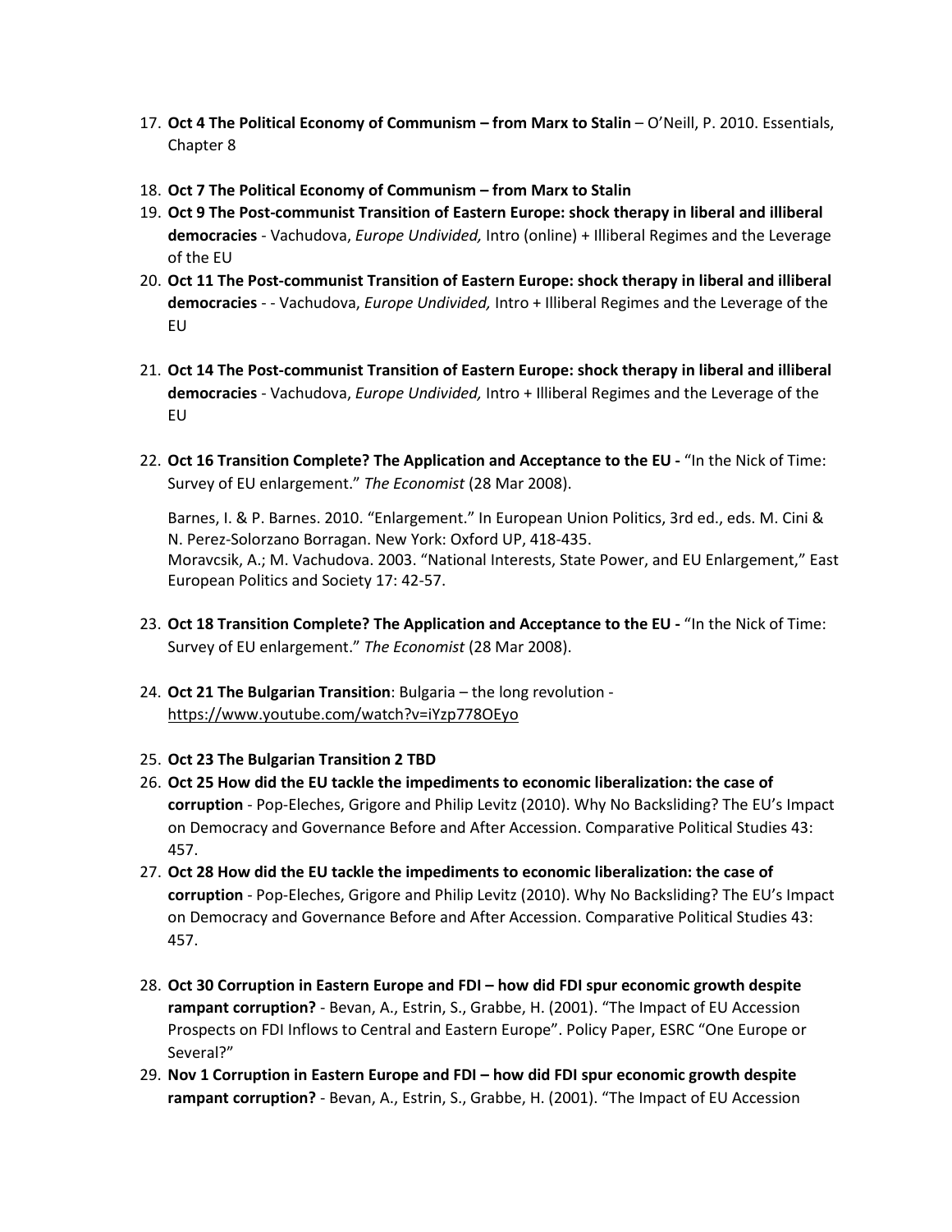17. **Oct 4 The Political Economy of Communism – from Marx to Stalin** – O'Neill, P. 2010. Essentials, Chapter 8

18. **Oct 7 The Political Economy of Communism – from Marx to Stalin**
19. **Oct 9 The Post-communist Transition of Eastern Europe: shock therapy in liberal and illiberal democracies** - Vachudova, *Europe Undivided,* Intro (online) + Illiberal Regimes and the Leverage of the EU
20. **Oct 11 The Post-communist Transition of Eastern Europe: shock therapy in liberal and illiberal democracies** - - Vachudova, *Europe Undivided,* Intro + Illiberal Regimes and the Leverage of the EU

21. **Oct 14 The Post-communist Transition of Eastern Europe: shock therapy in liberal and illiberal democracies** - Vachudova, *Europe Undivided,* Intro + Illiberal Regimes and the Leverage of the EU

22. **Oct 16 Transition Complete? The Application and Acceptance to the EU -** "In the Nick of Time: Survey of EU enlargement." *The Economist* (28 Mar 2008).

    Barnes, I. & P. Barnes. 2010. "Enlargement." In European Union Politics, 3rd ed., eds. M. Cini & N. Perez-Solorzano Borragan. New York: Oxford UP, 418-435.
    Moravcsik, A.; M. Vachudova. 2003. "National Interests, State Power, and EU Enlargement," East European Politics and Society 17: 42-57.

23. **Oct 18 Transition Complete? The Application and Acceptance to the EU -** "In the Nick of Time: Survey of EU enlargement." *The Economist* (28 Mar 2008).

24. **Oct 21 The Bulgarian Transition**: Bulgaria – the long revolution - https://www.youtube.com/watch?v=iYzp778OEyo

25. **Oct 23 The Bulgarian Transition 2 TBD**
26. **Oct 25 How did the EU tackle the impediments to economic liberalization: the case of corruption** - Pop-Eleches, Grigore and Philip Levitz (2010). Why No Backsliding? The EU's Impact on Democracy and Governance Before and After Accession. Comparative Political Studies 43: 457.
27. **Oct 28 How did the EU tackle the impediments to economic liberalization: the case of corruption** - Pop-Eleches, Grigore and Philip Levitz (2010). Why No Backsliding? The EU's Impact on Democracy and Governance Before and After Accession. Comparative Political Studies 43: 457.

28. **Oct 30 Corruption in Eastern Europe and FDI – how did FDI spur economic growth despite rampant corruption?** - Bevan, A., Estrin, S., Grabbe, H. (2001). "The Impact of EU Accession Prospects on FDI Inflows to Central and Eastern Europe". Policy Paper, ESRC "One Europe or Several?"
29. **Nov 1 Corruption in Eastern Europe and FDI – how did FDI spur economic growth despite rampant corruption?** - Bevan, A., Estrin, S., Grabbe, H. (2001). "The Impact of EU Accession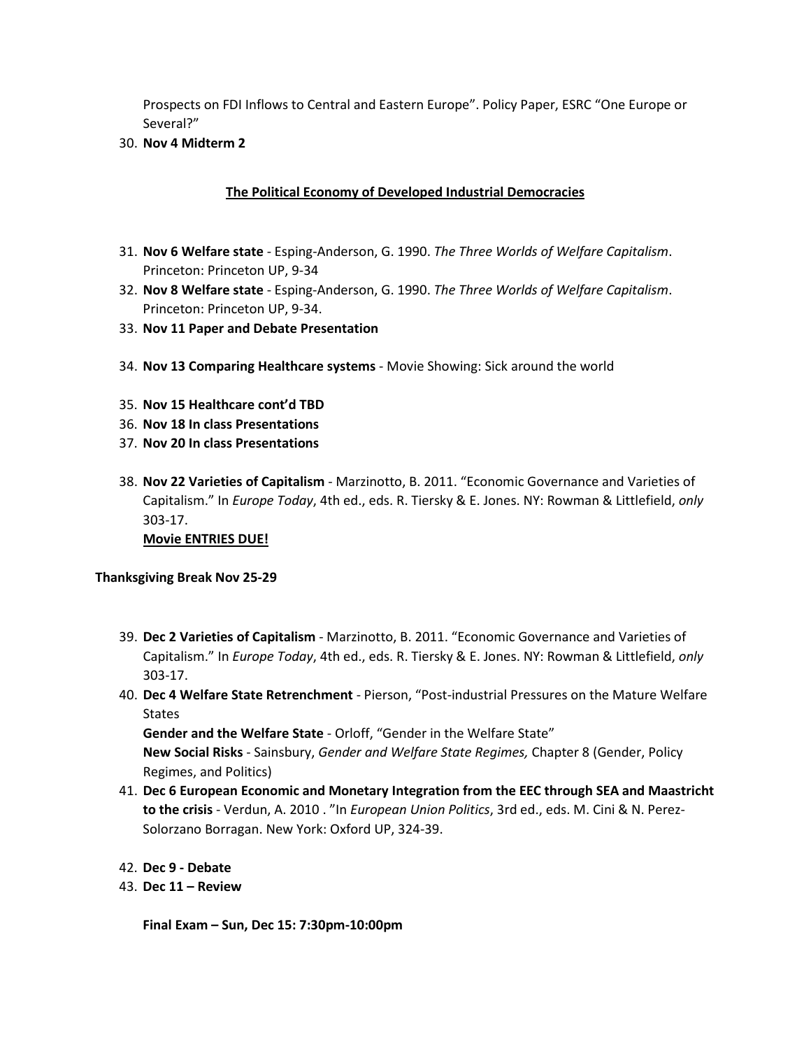Prospects on FDI Inflows to Central and Eastern Europe". Policy Paper, ESRC "One Europe or Several?"

30. **Nov 4 Midterm 2**

**The Political Economy of Developed Industrial Democracies**

31. **Nov 6 Welfare state** - Esping-Anderson, G. 1990. *The Three Worlds of Welfare Capitalism*. Princeton: Princeton UP, 9-34
32. **Nov 8 Welfare state** - Esping-Anderson, G. 1990. *The Three Worlds of Welfare Capitalism*. Princeton: Princeton UP, 9-34.
33. **Nov 11 Paper and Debate Presentation**
34. **Nov 13 Comparing Healthcare systems** - Movie Showing: Sick around the world
35. **Nov 15 Healthcare cont'd TBD**
36. **Nov 18 In class Presentations**
37. **Nov 20 In class Presentations**
38. **Nov 22 Varieties of Capitalism** - Marzinotto, B. 2011. "Economic Governance and Varieties of Capitalism." In *Europe Today*, 4th ed., eds. R. Tiersky & E. Jones. NY: Rowman & Littlefield, *only* 303-17.
    **Movie ENTRIES DUE!**

**Thanksgiving Break Nov 25-29**

39. **Dec 2 Varieties of Capitalism** - Marzinotto, B. 2011. "Economic Governance and Varieties of Capitalism." In *Europe Today*, 4th ed., eds. R. Tiersky & E. Jones. NY: Rowman & Littlefield, *only* 303-17.
40. **Dec 4 Welfare State Retrenchment** - Pierson, "Post-industrial Pressures on the Mature Welfare States
    **Gender and the Welfare State** - Orloff, "Gender in the Welfare State"
    **New Social Risks** - Sainsbury, *Gender and Welfare State Regimes,* Chapter 8 (Gender, Policy Regimes, and Politics)
41. **Dec 6 European Economic and Monetary Integration from the EEC through SEA and Maastricht to the crisis** - Verdun, A. 2010 . "In *European Union Politics*, 3rd ed., eds. M. Cini & N. Perez-Solorzano Borragan. New York: Oxford UP, 324-39.
42. **Dec 9 - Debate**
43. **Dec 11 – Review**

**Final Exam – Sun, Dec 15: 7:30pm-10:00pm**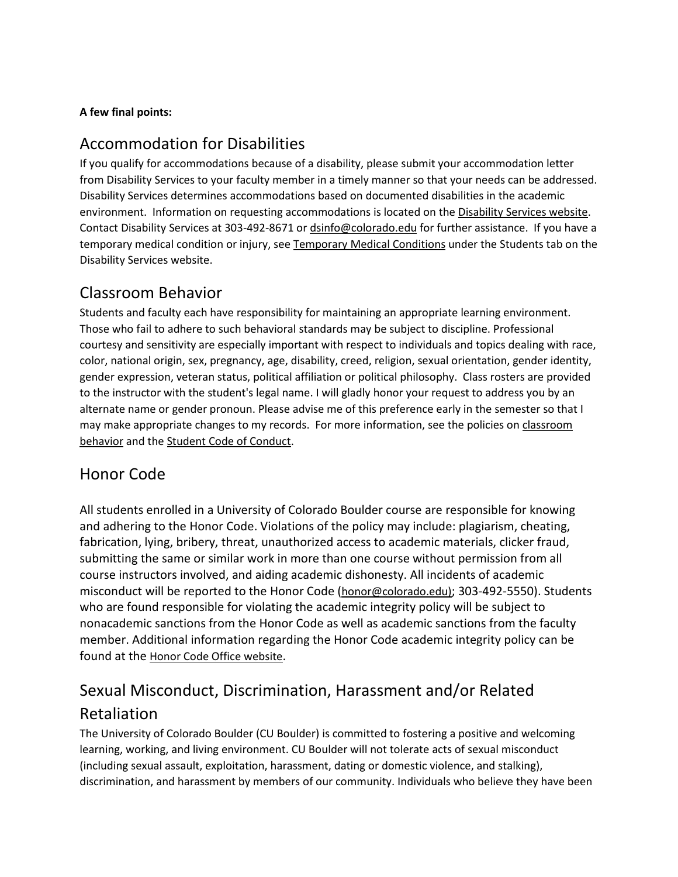**A few final points:**

## Accommodation for Disabilities

If you qualify for accommodations because of a disability, please submit your accommodation letter from Disability Services to your faculty member in a timely manner so that your needs can be addressed. Disability Services determines accommodations based on documented disabilities in the academic environment. Information on requesting accommodations is located on the Disability Services website. Contact Disability Services at 303-492-8671 or dsinfo@colorado.edu for further assistance. If you have a temporary medical condition or injury, see Temporary Medical Conditions under the Students tab on the Disability Services website.

## Classroom Behavior

Students and faculty each have responsibility for maintaining an appropriate learning environment. Those who fail to adhere to such behavioral standards may be subject to discipline. Professional courtesy and sensitivity are especially important with respect to individuals and topics dealing with race, color, national origin, sex, pregnancy, age, disability, creed, religion, sexual orientation, gender identity, gender expression, veteran status, political affiliation or political philosophy. Class rosters are provided to the instructor with the student's legal name. I will gladly honor your request to address you by an alternate name or gender pronoun. Please advise me of this preference early in the semester so that I may make appropriate changes to my records. For more information, see the policies on classroom behavior and the Student Code of Conduct.

## Honor Code

All students enrolled in a University of Colorado Boulder course are responsible for knowing and adhering to the Honor Code. Violations of the policy may include: plagiarism, cheating, fabrication, lying, bribery, threat, unauthorized access to academic materials, clicker fraud, submitting the same or similar work in more than one course without permission from all course instructors involved, and aiding academic dishonesty. All incidents of academic misconduct will be reported to the Honor Code (honor@colorado.edu); 303-492-5550). Students who are found responsible for violating the academic integrity policy will be subject to nonacademic sanctions from the Honor Code as well as academic sanctions from the faculty member. Additional information regarding the Honor Code academic integrity policy can be found at the Honor Code Office website.

## Sexual Misconduct, Discrimination, Harassment and/or Related Retaliation

The University of Colorado Boulder (CU Boulder) is committed to fostering a positive and welcoming learning, working, and living environment. CU Boulder will not tolerate acts of sexual misconduct (including sexual assault, exploitation, harassment, dating or domestic violence, and stalking), discrimination, and harassment by members of our community. Individuals who believe they have been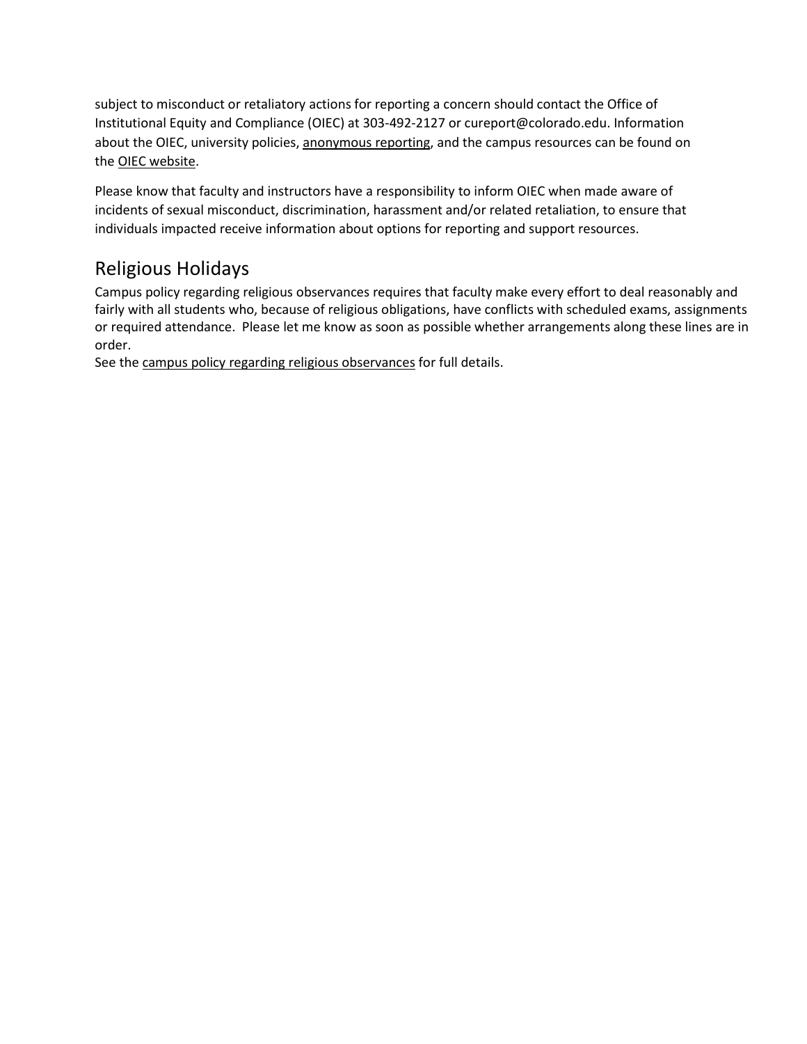subject to misconduct or retaliatory actions for reporting a concern should contact the Office of Institutional Equity and Compliance (OIEC) at 303-492-2127 or cureport@colorado.edu. Information about the OIEC, university policies, anonymous reporting, and the campus resources can be found on the OIEC website.

Please know that faculty and instructors have a responsibility to inform OIEC when made aware of incidents of sexual misconduct, discrimination, harassment and/or related retaliation, to ensure that individuals impacted receive information about options for reporting and support resources.

## Religious Holidays

Campus policy regarding religious observances requires that faculty make every effort to deal reasonably and fairly with all students who, because of religious obligations, have conflicts with scheduled exams, assignments or required attendance. Please let me know as soon as possible whether arrangements along these lines are in order.
See the campus policy regarding religious observances for full details.